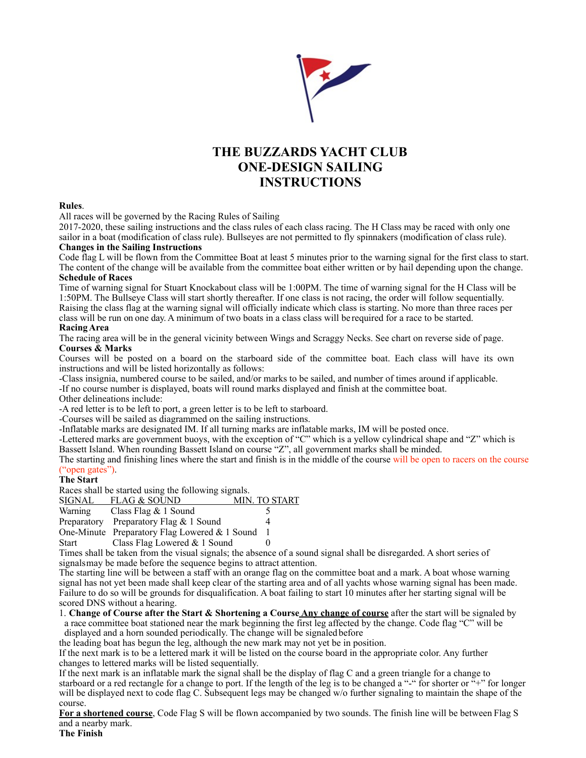# THE BUZZARDS YACHT CLUB
# ONE-DESIGN SAILING INSTRUCTIONS

**Rules**.

All races will be governed by the Racing Rules of Sailing 2017-2020, these sailing instructions and the class rules of each class racing. The H Class may be raced with only one sailor in a boat (modification of class rule). Bullseyes are not permitted to fly spinnakers (modification of class rule).

**Changes in the Sailing Instructions**

Code flag L will be flown from the Committee Boat at least 5 minutes prior to the warning signal for the first class to start. The content of the change will be available from the committee boat either written or by hail depending upon the change.

**Schedule of Races**

Time of warning signal for Stuart Knockabout class will be 1:00PM. The time of warning signal for the H Class will be 1:50PM. The Bullseye Class will start shortly thereafter. If one class is not racing, the order will follow sequentially. Raising the class flag at the warning signal will officially indicate which class is starting. No more than three races per class will be run on one day. A minimum of two boats in a class class will be required for a race to be started.

**Racing Area**

The racing area will be in the general vicinity between Wings and Scraggy Necks. See chart on reverse side of page.

**Courses & Marks**

Courses will be posted on a board on the starboard side of the committee boat. Each class will have its own instructions and will be listed horizontally as follows:

-Class insignia, numbered course to be sailed, and/or marks to be sailed, and number of times around if applicable.
-If no course number is displayed, boats will round marks displayed and finish at the committee boat.

Other delineations include:

-A red letter is to be left to port, a green letter is to be left to starboard.
-Courses will be sailed as diagrammed on the sailing instructions.
-Inflatable marks are designated IM. If all turning marks are inflatable marks, IM will be posted once.
-Lettered marks are government buoys, with the exception of "C" which is a yellow cylindrical shape and "Z" which is Bassett Island. When rounding Bassett Island on course "Z", all government marks shall be minded.

The starting and finishing lines where the start and finish is in the middle of the course will be open to racers on the course ("open gates").

**The Start**

Races shall be started using the following signals.

| SIGNAL | FLAG & SOUND | MIN. TO START |
|---|---|---|
| Warning | Class Flag & 1 Sound | 5 |
| Preparatory | Preparatory Flag & 1 Sound | 4 |
| One-Minute | Preparatory Flag Lowered & 1 Sound | 1 |
| Start | Class Flag Lowered & 1 Sound | 0 |

Times shall be taken from the visual signals; the absence of a sound signal shall be disregarded. A short series of signals may be made before the sequence begins to attract attention.

The starting line will be between a staff with an orange flag on the committee boat and a mark. A boat whose warning signal has not yet been made shall keep clear of the starting area and of all yachts whose warning signal has been made. Failure to do so will be grounds for disqualification. A boat failing to start 10 minutes after her starting signal will be scored DNS without a hearing.

1. **Change of Course after the Start & Shortening a Course** **Any change of course** after the start will be signaled by a race committee boat stationed near the mark beginning the first leg affected by the change. Code flag "C" will be displayed and a horn sounded periodically. The change will be signaled before the leading boat has begun the leg, although the new mark may not yet be in position.

If the next mark is to be a lettered mark it will be listed on the course board in the appropriate color. Any further changes to lettered marks will be listed sequentially.

If the next mark is an inflatable mark the signal shall be the display of flag C and a green triangle for a change to starboard or a red rectangle for a change to port. If the length of the leg is to be changed a "-" for shorter or "+" for longer will be displayed next to code flag C. Subsequent legs may be changed w/o further signaling to maintain the shape of the course.

**For a shortened course**, Code Flag S will be flown accompanied by two sounds. The finish line will be between Flag S and a nearby mark.

**The Finish**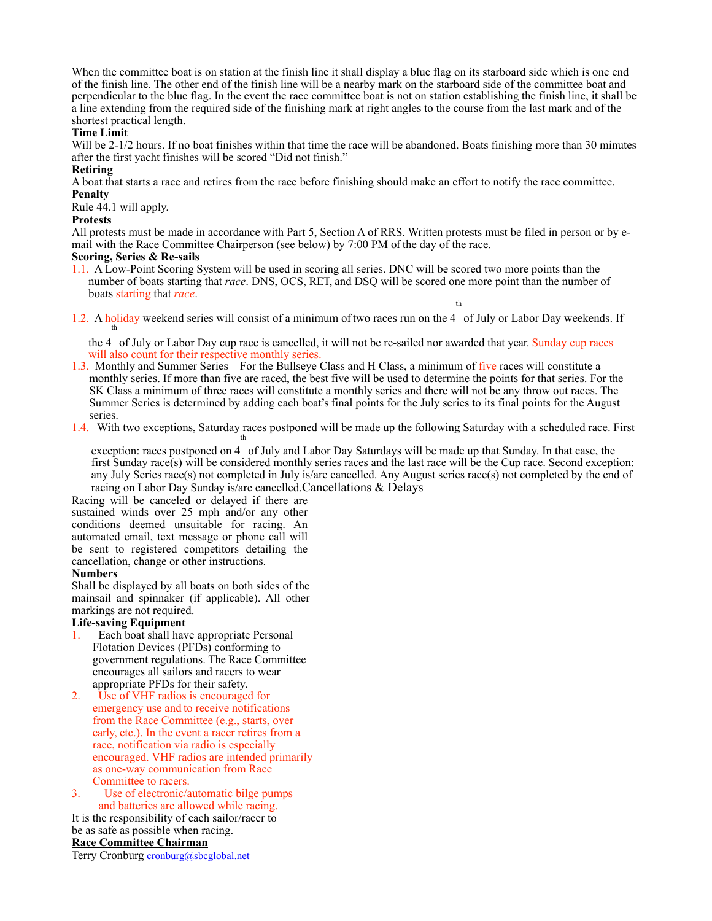When the committee boat is on station at the finish line it shall display a blue flag on its starboard side which is one end of the finish line. The other end of the finish line will be a nearby mark on the starboard side of the committee boat and perpendicular to the blue flag. In the event the race committee boat is not on station establishing the finish line, it shall be a line extending from the required side of the finishing mark at right angles to the course from the last mark and of the shortest practical length.

**Time Limit**

Will be 2-1/2 hours. If no boat finishes within that time the race will be abandoned. Boats finishing more than 30 minutes after the first yacht finishes will be scored "Did not finish."

**Retiring**

A boat that starts a race and retires from the race before finishing should make an effort to notify the race committee.

**Penalty**

Rule 44.1 will apply.

**Protests**

All protests must be made in accordance with Part 5, Section A of RRS. Written protests must be filed in person or by e-mail with the Race Committee Chairperson (see below) by 7:00 PM of the day of the race.

**Scoring, Series & Re-sails**

1.1. A Low-Point Scoring System will be used in scoring all series. DNC will be scored two more points than the number of boats starting that *race*. DNS, OCS, RET, and DSQ will be scored one more point than the number of boats starting that *race*.

1.2. A holiday weekend series will consist of a minimum of two races run on the 4th of July or Labor Day weekends. If the 4th of July or Labor Day cup race is cancelled, it will not be re-sailed nor awarded that year. Sunday cup races will also count for their respective monthly series.

1.3. Monthly and Summer Series – For the Bullseye Class and H Class, a minimum of five races will constitute a monthly series. If more than five are raced, the best five will be used to determine the points for that series. For the SK Class a minimum of three races will constitute a monthly series and there will not be any throw out races. The Summer Series is determined by adding each boat's final points for the July series to its final points for the August series.

1.4. With two exceptions, Saturday races postponed will be made up the following Saturday with a scheduled race. First exception: races postponed on 4th of July and Labor Day Saturdays will be made up that Sunday. In that case, the first Sunday race(s) will be considered monthly series races and the last race will be the Cup race. Second exception: any July Series race(s) not completed in July is/are cancelled. Any August series race(s) not completed by the end of racing on Labor Day Sunday is/are cancelled.

**Cancellations & Delays**

Racing will be canceled or delayed if there are sustained winds over 25 mph and/or any other conditions deemed unsuitable for racing. An automated email, text message or phone call will be sent to registered competitors detailing the cancellation, change or other instructions.

**Numbers**

Shall be displayed by all boats on both sides of the mainsail and spinnaker (if applicable). All other markings are not required.

**Life-saving Equipment**

1. Each boat shall have appropriate Personal Flotation Devices (PFDs) conforming to government regulations. The Race Committee encourages all sailors and racers to wear appropriate PFDs for their safety.
2. Use of VHF radios is encouraged for emergency use and to receive notifications from the Race Committee (e.g., starts, over early, etc.). In the event a racer retires from a race, notification via radio is especially encouraged. VHF radios are intended primarily as one-way communication from Race Committee to racers.
3. Use of electronic/automatic bilge pumps and batteries are allowed while racing.

It is the responsibility of each sailor/racer to be as safe as possible when racing.

**Race Committee Chairman**

Terry Cronburg cronburg@sbcglobal.net